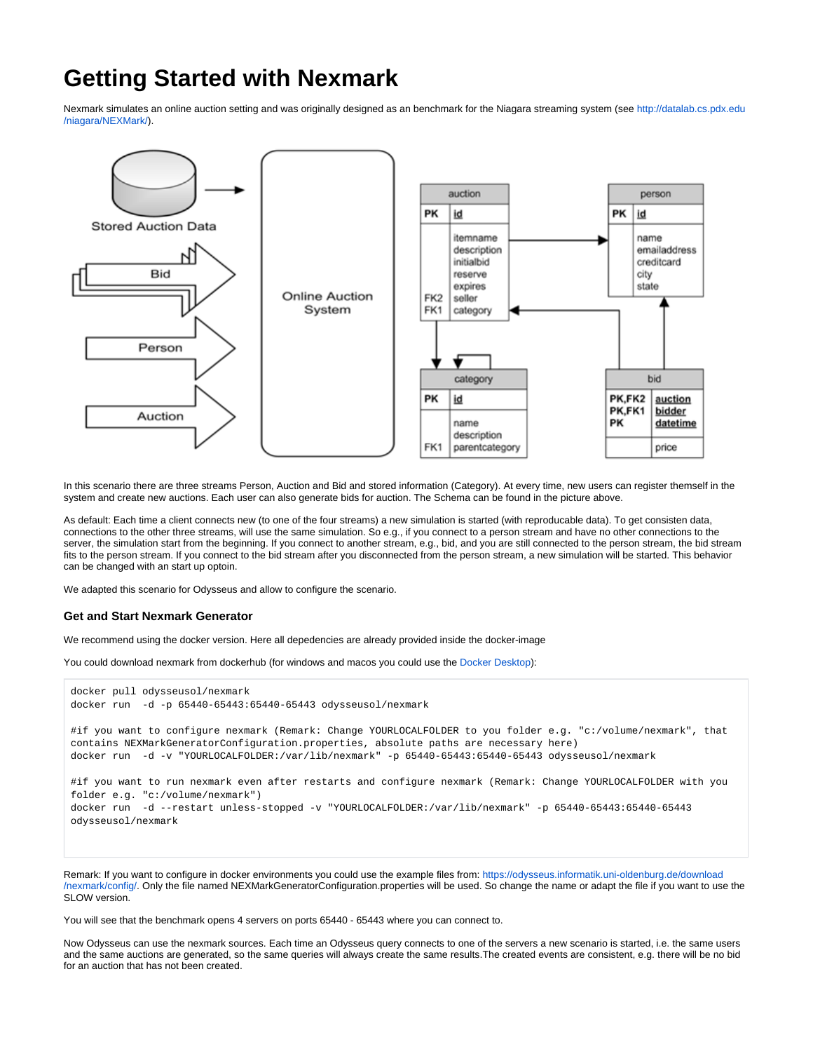# Getting Started with Nexmark

Nexmark simulates an online auction setting and was originally designed as an benchmark for the Niagara streaming system (see http://datalab.cs.pdx.edu/niagara/NEXMark/).

In this scenario there are three streams Person, Auction and Bid and stored information (Category). At every time, new users can register themself in the system and create new auctions. Each user can also generate bids for auction. The Schema can be found in the picture above.

As default: Each time a client connects new (to one of the four streams) a new simulation is started (with reproducable data). To get consisten data, connections to the other three streams, will use the same simulation. So e.g., if you connect to a person stream and have no other connections to the server, the simulation start from the beginning. If you connect to another stream, e.g., bid, and you are still connected to the person stream, the bid stream fits to the person stream. If you connect to the bid stream after you disconnected from the person stream, a new simulation will be started. This behavior can be changed with an start up optoin.

We adapted this scenario for Odysseus and allow to configure the scenario.

### Get and Start Nexmark Generator

We recommend using the docker version. Here all depedencies are already provided inside the docker-image

You could download nexmark from dockerhub (for windows and macos you could use the Docker Desktop):

```
docker pull odysseusol/nexmark
docker run  -d -p 65440-65443:65440-65443 odysseusol/nexmark

#if you want to configure nexmark (Remark: Change YOURLOCALFOLDER to you folder e.g. "c:/volume/nexmark", that contains NEXMarkGeneratorConfiguration.properties, absolute paths are necessary here)
docker run  -d -v "YOURLOCALFOLDER:/var/lib/nexmark" -p 65440-65443:65440-65443 odysseusol/nexmark

#if you want to run nexmark even after restarts and configure nexmark (Remark: Change YOURLOCALFOLDER with you folder e.g. "c:/volume/nexmark")
docker run  -d --restart unless-stopped -v "YOURLOCALFOLDER:/var/lib/nexmark" -p 65440-65443:65440-65443 odysseusol/nexmark
```

Remark: If you want to configure in docker environments you could use the example files from: https://odysseus.informatik.uni-oldenburg.de/download/nexmark/config/. Only the file named NEXMarkGeneratorConfiguration.properties will be used. So change the name or adapt the file if you want to use the SLOW version.

You will see that the benchmark opens 4 servers on ports 65440 - 65443 where you can connect to.

Now Odysseus can use the nexmark sources. Each time an Odysseus query connects to one of the servers a new scenario is started, i.e. the same users and the same auctions are generated, so the same queries will always create the same results.The created events are consistent, e.g. there will be no bid for an auction that has not been created.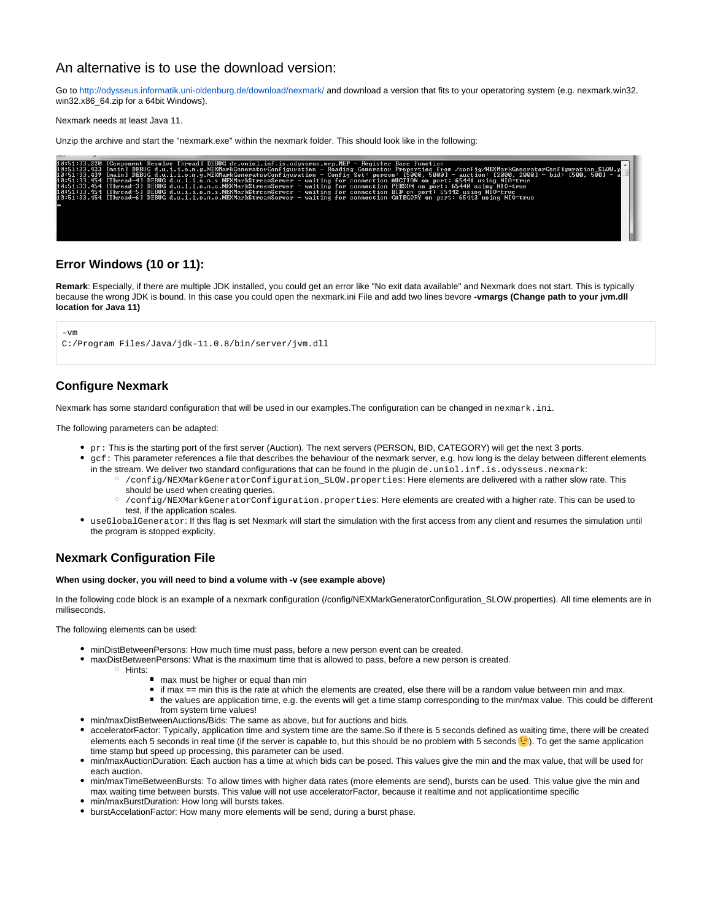## An alternative is to use the download version:

Go to http://odysseus.informatik.uni-oldenburg.de/download/nexmark/ and download a version that fits to your operatoring system (e.g. nexmark.win32.win32.x86_64.zip for a 64bit Windows).

Nexmark needs at least Java 11.

Unzip the archive and start the "nexmark.exe" within the nexmark folder. This should look like in the following:

```
10:51:33.220 [Component Resolve Thread] DEBUG de.uniol.inf.is.odysseus.mep.MEP - Register Base Function
10:51:33.423 [main] DEBUG d.u.i.i.o.n.g.NEXMarkGeneratorConfiguration - Reading Generator Properties from /config/NEXMarkGeneratorConfiguration_SLOW.p
10:51:33.439 [main] DEBUG d.u.i.i.o.n.g.NEXMarkGeneratorConfiguration - Config Set: person: [5000, 5000] - auction: [2000, 2000] - bid: [500, 500] - a
10:51:33.454 [Thread-4] DEBUG d.u.i.i.o.n.s.NEXMarkStreamServer - waiting for connection AUCTION on port: 65441 using NIO=true
10:51:33.454 [Thread-3] DEBUG d.u.i.i.o.n.s.NEXMarkStreamServer - waiting for connection PERSON on port: 65440 using NIO=true
10:51:33.454 [Thread-5] DEBUG d.u.i.i.o.n.s.NEXMarkStreamServer - waiting for connection BID on port: 65442 using NIO=true
10:51:33.454 [Thread-6] DEBUG d.u.i.i.o.n.s.NEXMarkStreamServer - waiting for connection CATEGORY on port: 65443 using NIO=true
```

### Error Windows (10 or 11):

**Remark**: Especially, if there are multiple JDK installed, you could get an error like "No exit data available" and Nexmark does not start. This is typically because the wrong JDK is bound. In this case you could open the nexmark.ini File and add two lines bevore **-vmargs (Change path to your jvm.dll location for Java 11)**

```
-vm
C:/Program Files/Java/jdk-11.0.8/bin/server/jvm.dll
```

### Configure Nexmark

Nexmark has some standard configuration that will be used in our examples.The configuration can be changed in `nexmark.ini`.

The following parameters can be adapted:

- `pr`: This is the starting port of the first server (Auction). The next servers (PERSON, BID, CATEGORY) will get the next 3 ports.
- `gcf`: This parameter references a file that describes the behaviour of the nexmark server, e.g. how long is the delay between different elements in the stream. We deliver two standard configurations that can be found in the plugin `de.uniol.inf.is.odysseus.nexmark`:
  - `/config/NEXMarkGeneratorConfiguration_SLOW.properties`: Here elements are delivered with a rather slow rate. This should be used when creating queries.
  - `/config/NEXMarkGeneratorConfiguration.properties`: Here elements are created with a higher rate. This can be used to test, if the application scales.
- `useGlobalGenerator`: If this flag is set Nexmark will start the simulation with the first access from any client and resumes the simulation until the program is stopped explicity.

### Nexmark Configuration File

**When using docker, you will need to bind a volume with -v (see example above)**

In the following code block is an example of a nexmark configuration (/config/NEXMarkGeneratorConfiguration_SLOW.properties). All time elements are in milliseconds.

The following elements can be used:

- minDistBetweenPersons: How much time must pass, before a new person event can be created.
- maxDistBetweenPersons: What is the maximum time that is allowed to pass, before a new person is created.
  - Hints:
    - max must be higher or equal than min
    - if max == min this is the rate at which the elements are created, else there will be a random value between min and max.
    - the values are application time, e.g. the events will get a time stamp corresponding to the min/max value. This could be different from system time values!
- min/maxDistBetweenAuctions/Bids: The same as above, but for auctions and bids.
- acceleratorFactor: Typically, application time and system time are the same.So if there is 5 seconds defined as waiting time, there will be created elements each 5 seconds in real time (if the server is capable to, but this should be no problem with 5 seconds 😉). To get the same application time stamp but speed up processing, this parameter can be used.
- min/maxAuctionDuration: Each auction has a time at which bids can be posed. This values give the min and the max value, that will be used for each auction.
- min/maxTimeBetweenBursts: To allow times with higher data rates (more elements are send), bursts can be used. This value give the min and max waiting time between bursts. This value will not use acceleratorFactor, because it realtime and not applicationtime specific
- min/maxBurstDuration: How long will bursts takes.
- burstAccelationFactor: How many more elements will be send, during a burst phase.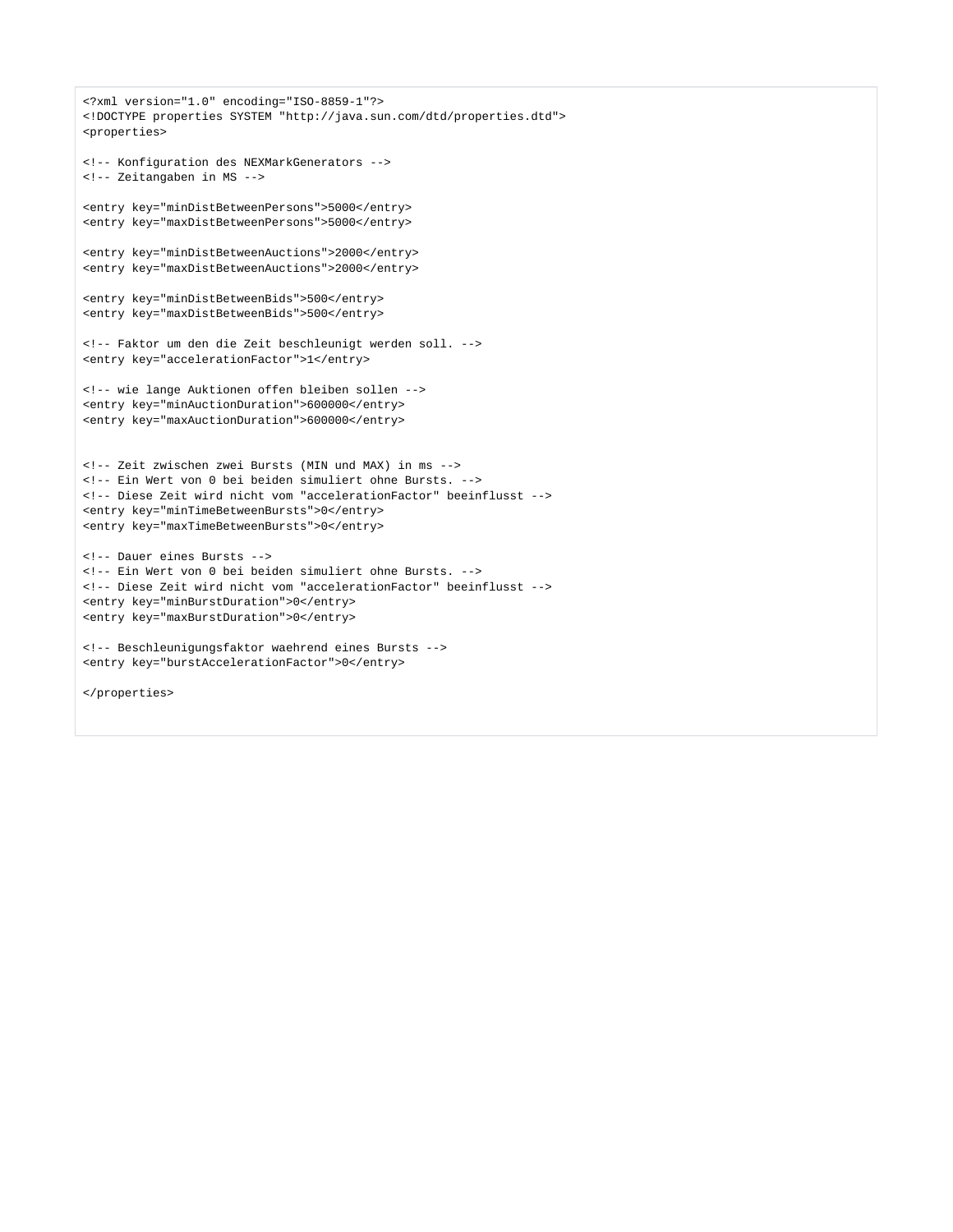```xml
<?xml version="1.0" encoding="ISO-8859-1"?>
<!DOCTYPE properties SYSTEM "http://java.sun.com/dtd/properties.dtd">
<properties>

<!-- Konfiguration des NEXMarkGenerators -->
<!-- Zeitangaben in MS -->

<entry key="minDistBetweenPersons">5000</entry>
<entry key="maxDistBetweenPersons">5000</entry>

<entry key="minDistBetweenAuctions">2000</entry>
<entry key="maxDistBetweenAuctions">2000</entry>

<entry key="minDistBetweenBids">500</entry>
<entry key="maxDistBetweenBids">500</entry>

<!-- Faktor um den die Zeit beschleunigt werden soll. -->
<entry key="accelerationFactor">1</entry>

<!-- wie lange Auktionen offen bleiben sollen -->
<entry key="minAuctionDuration">600000</entry>
<entry key="maxAuctionDuration">600000</entry>


<!-- Zeit zwischen zwei Bursts (MIN und MAX) in ms -->
<!-- Ein Wert von 0 bei beiden simuliert ohne Bursts. -->
<!-- Diese Zeit wird nicht vom "accelerationFactor" beeinflusst -->
<entry key="minTimeBetweenBursts">0</entry>
<entry key="maxTimeBetweenBursts">0</entry>

<!-- Dauer eines Bursts -->
<!-- Ein Wert von 0 bei beiden simuliert ohne Bursts. -->
<!-- Diese Zeit wird nicht vom "accelerationFactor" beeinflusst -->
<entry key="minBurstDuration">0</entry>
<entry key="maxBurstDuration">0</entry>

<!-- Beschleunigungsfaktor waehrend eines Bursts -->
<entry key="burstAccelerationFactor">0</entry>

</properties>
```